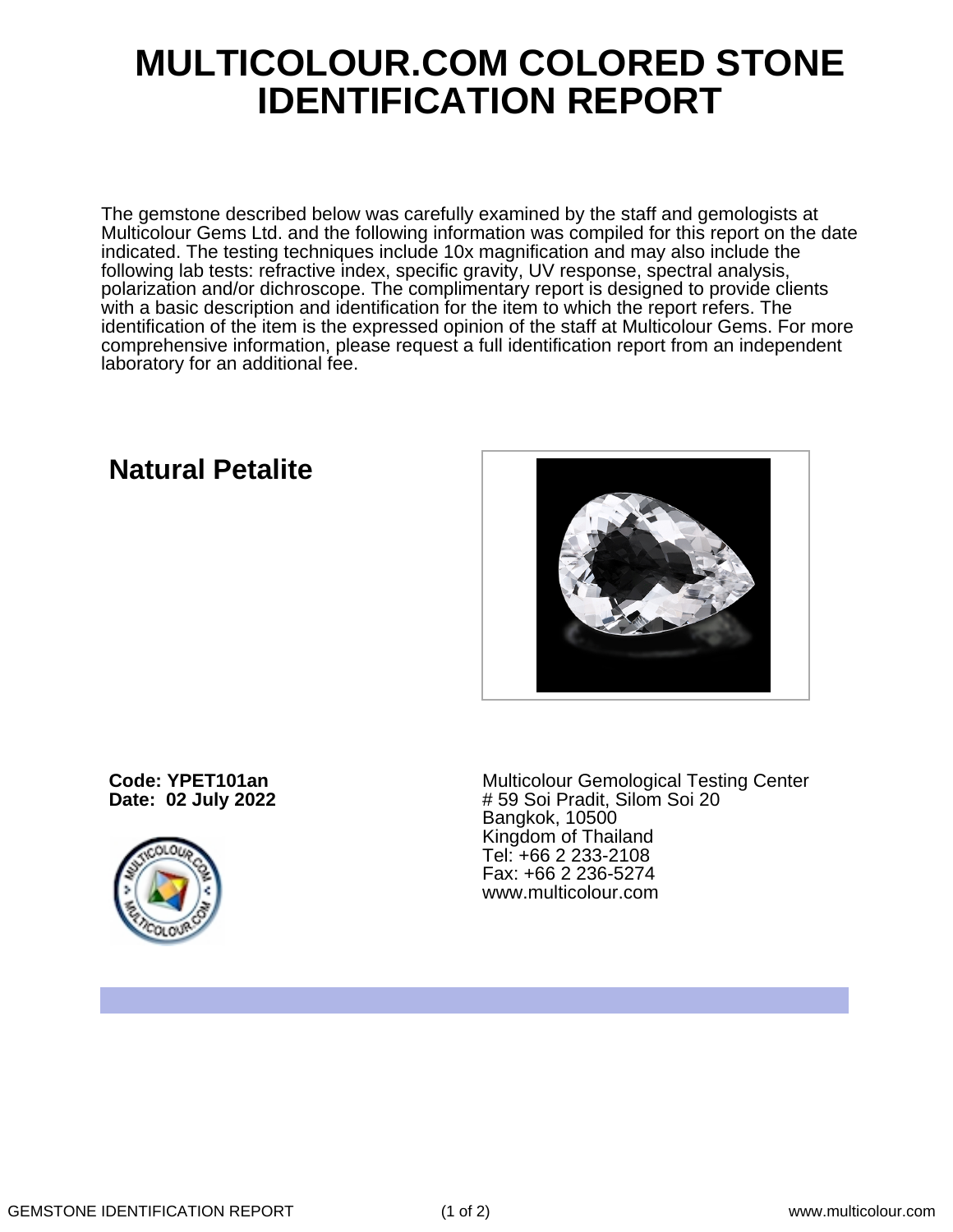# MULTICOLOUR.COM COLORED STONE IDENTIFICATION REPORT

The gemstone described below was carefully examined by the staff and gemologists at Multicolour Gems Ltd. and the following information was compiled for this report on the date indicated. The testing techniques include 10x magnification and may also include the following lab tests: refractive index, specific gravity, UV response, spectral analysis, polarization and/or dichroscope. The complimentary report is designed to provide clients with a basic description and identification for the item to which the report refers. The identification of the item is the expressed opinion of the staff at Multicolour Gems. For more comprehensive information, please request a full identification report from an independent laboratory for an additional fee.

## Natural Petalite

**Code: YPET101an**
**Date: 02 July 2022**

Multicolour Gemological Testing Center
# 59 Soi Pradit, Silom Soi 20
Bangkok, 10500
Kingdom of Thailand
Tel: +66 2 233-2108
Fax: +66 2 236-5274
www.multicolour.com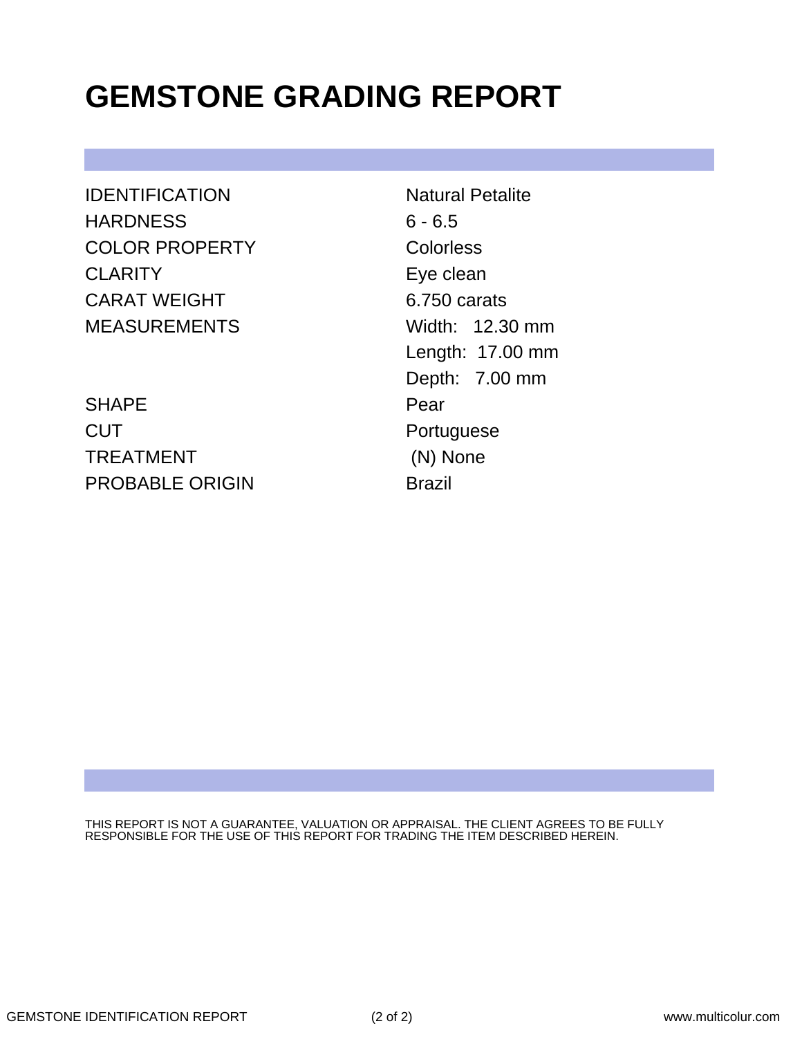# GEMSTONE GRADING REPORT

| | |
|---|---|
| IDENTIFICATION | Natural Petalite |
| HARDNESS | 6 - 6.5 |
| COLOR PROPERTY | Colorless |
| CLARITY | Eye clean |
| CARAT WEIGHT | 6.750 carats |
| MEASUREMENTS | Width: 12.30 mm |
| | Length: 17.00 mm |
| | Depth: 7.00 mm |
| SHAPE | Pear |
| CUT | Portuguese |
| TREATMENT | (N) None |
| PROBABLE ORIGIN | Brazil |

THIS REPORT IS NOT A GUARANTEE, VALUATION OR APPRAISAL. THE CLIENT AGREES TO BE FULLY RESPONSIBLE FOR THE USE OF THIS REPORT FOR TRADING THE ITEM DESCRIBED HEREIN.